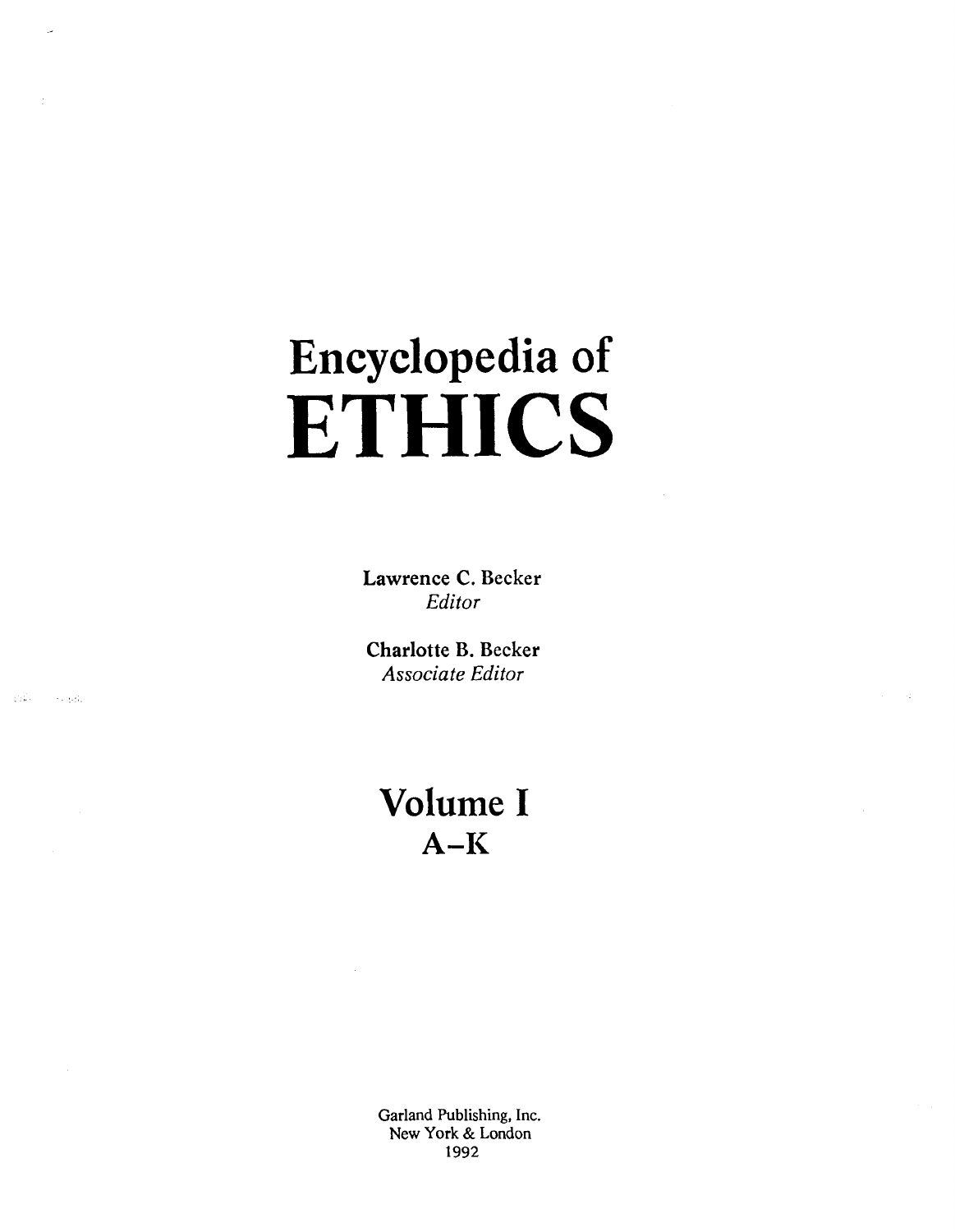# Encyclopedia of ETHICS

**Lawrence C. Becker**
*Editor*

**Charlotte B. Becker**
*Associate Editor*

## Volume I
## A–K

Garland Publishing, Inc.
New York & London
1992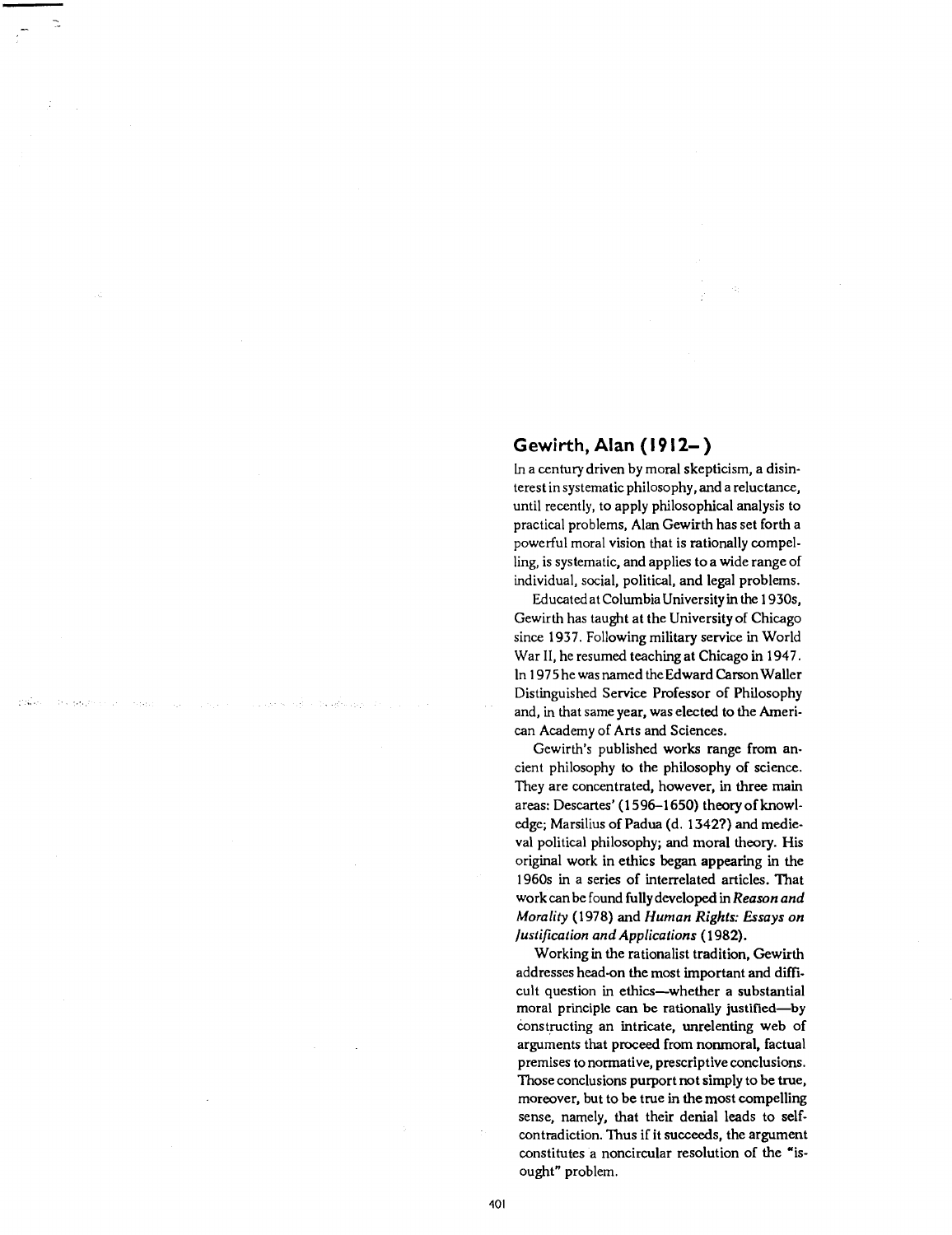## Gewirth, Alan (1912– )

In a century driven by moral skepticism, a disinterest in systematic philosophy, and a reluctance, until recently, to apply philosophical analysis to practical problems, Alan Gewirth has set forth a powerful moral vision that is rationally compelling, is systematic, and applies to a wide range of individual, social, political, and legal problems.

Educated at Columbia University in the 1930s, Gewirth has taught at the University of Chicago since 1937. Following military service in World War II, he resumed teaching at Chicago in 1947. In 1975 he was named the Edward Carson Waller Distinguished Service Professor of Philosophy and, in that same year, was elected to the American Academy of Arts and Sciences.

Gewirth's published works range from ancient philosophy to the philosophy of science. They are concentrated, however, in three main areas: Descartes' (1596–1650) theory of knowledge; Marsilius of Padua (d. 1342?) and medieval political philosophy; and moral theory. His original work in ethics began appearing in the 1960s in a series of interrelated articles. That work can be found fully developed in *Reason and Morality* (1978) and *Human Rights: Essays on Justification and Applications* (1982).

Working in the rationalist tradition, Gewirth addresses head-on the most important and difficult question in ethics—whether a substantial moral principle can be rationally justified—by constructing an intricate, unrelenting web of arguments that proceed from nonmoral, factual premises to normative, prescriptive conclusions. Those conclusions purport not simply to be true, moreover, but to be true in the most compelling sense, namely, that their denial leads to self-contradiction. Thus if it succeeds, the argument constitutes a noncircular resolution of the "is-ought" problem.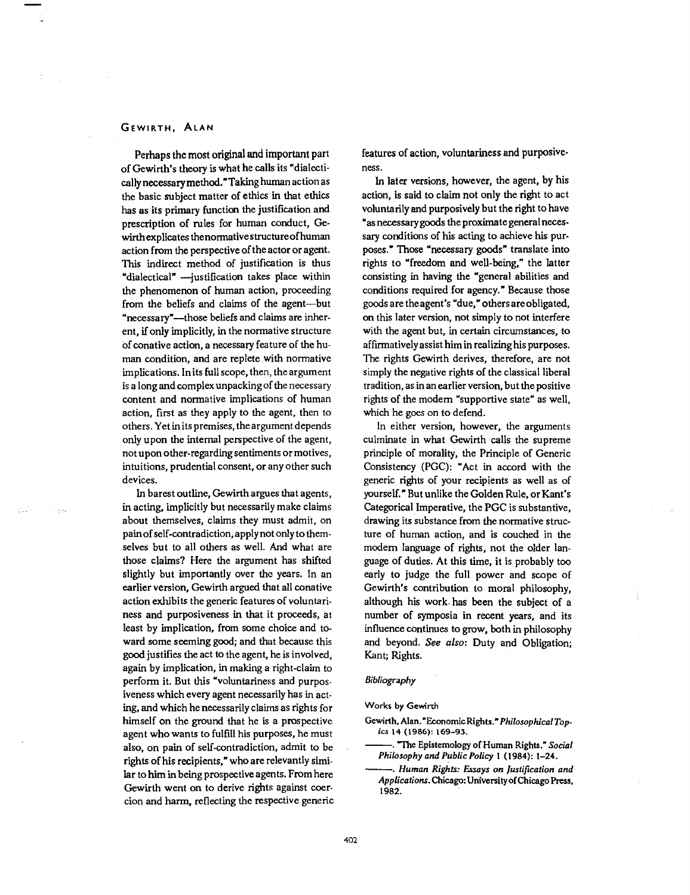Perhaps the most original and important part of Gewirth's theory is what he calls its "dialectically necessary method." Taking human action as the basic subject matter of ethics in that ethics has as its primary function the justification and prescription of rules for human conduct, Gewirth explicates the normative structure of human action from the perspective of the actor or agent. This indirect method of justification is thus "dialectical" —justification takes place within the phenomenon of human action, proceeding from the beliefs and claims of the agent—but "necessary"—those beliefs and claims are inherent, if only implicitly, in the normative structure of conative action, a necessary feature of the human condition, and are replete with normative implications. In its full scope, then, the argument is a long and complex unpacking of the necessary content and normative implications of human action, first as they apply to the agent, then to others. Yet in its premises, the argument depends only upon the internal perspective of the agent, not upon other-regarding sentiments or motives, intuitions, prudential consent, or any other such devices.

In barest outline, Gewirth argues that agents, in acting, implicitly but necessarily make claims about themselves, claims they must admit, on pain of self-contradiction, apply not only to themselves but to all others as well. And what are those claims? Here the argument has shifted slightly but importantly over the years. In an earlier version, Gewirth argued that all conative action exhibits the generic features of voluntariness and purposiveness in that it proceeds, at least by implication, from some choice and toward some seeming good; and that because this good justifies the act to the agent, he is involved, again by implication, in making a right-claim to perform it. But this "voluntariness and purposiveness which every agent necessarily has in acting, and which he necessarily claims as rights for himself on the ground that he is a prospective agent who wants to fulfill his purposes, he must also, on pain of self-contradiction, admit to be rights of his recipients," who are relevantly similar to him in being prospective agents. From here Gewirth went on to derive rights against coercion and harm, reflecting the respective generic features of action, voluntariness and purposiveness.

In later versions, however, the agent, by his action, is said to claim not only the right to act voluntarily and purposively but the right to have "as necessary goods the proximate general necessary conditions of his acting to achieve his purposes." Those "necessary goods" translate into rights to "freedom and well-being," the latter consisting in having the "general abilities and conditions required for agency." Because those goods are the agent's "due," others are obligated, on this later version, not simply to not interfere with the agent but, in certain circumstances, to affirmatively assist him in realizing his purposes. The rights Gewirth derives, therefore, are not simply the negative rights of the classical liberal tradition, as in an earlier version, but the positive rights of the modern "supportive state" as well, which he goes on to defend.

In either version, however, the arguments culminate in what Gewirth calls the supreme principle of morality, the Principle of Generic Consistency (PGC): "Act in accord with the generic rights of your recipients as well as of yourself." But unlike the Golden Rule, or Kant's Categorical Imperative, the PGC is substantive, drawing its substance from the normative structure of human action, and is couched in the modern language of rights, not the older language of duties. At this time, it is probably too early to judge the full power and scope of Gewirth's contribution to moral philosophy, although his work has been the subject of a number of symposia in recent years, and its influence continues to grow, both in philosophy and beyond. *See also*: Duty and Obligation; Kant; Rights.

### *Bibliography*

#### Works by Gewirth

Gewirth, Alan. "Economic Rights." *Philosophical Topics* 14 (1986): 169–93.

———. "The Epistemology of Human Rights." *Social Philosophy and Public Policy* 1 (1984): 1–24.

———. *Human Rights: Essays on Justification and Applications*. Chicago: University of Chicago Press, 1982.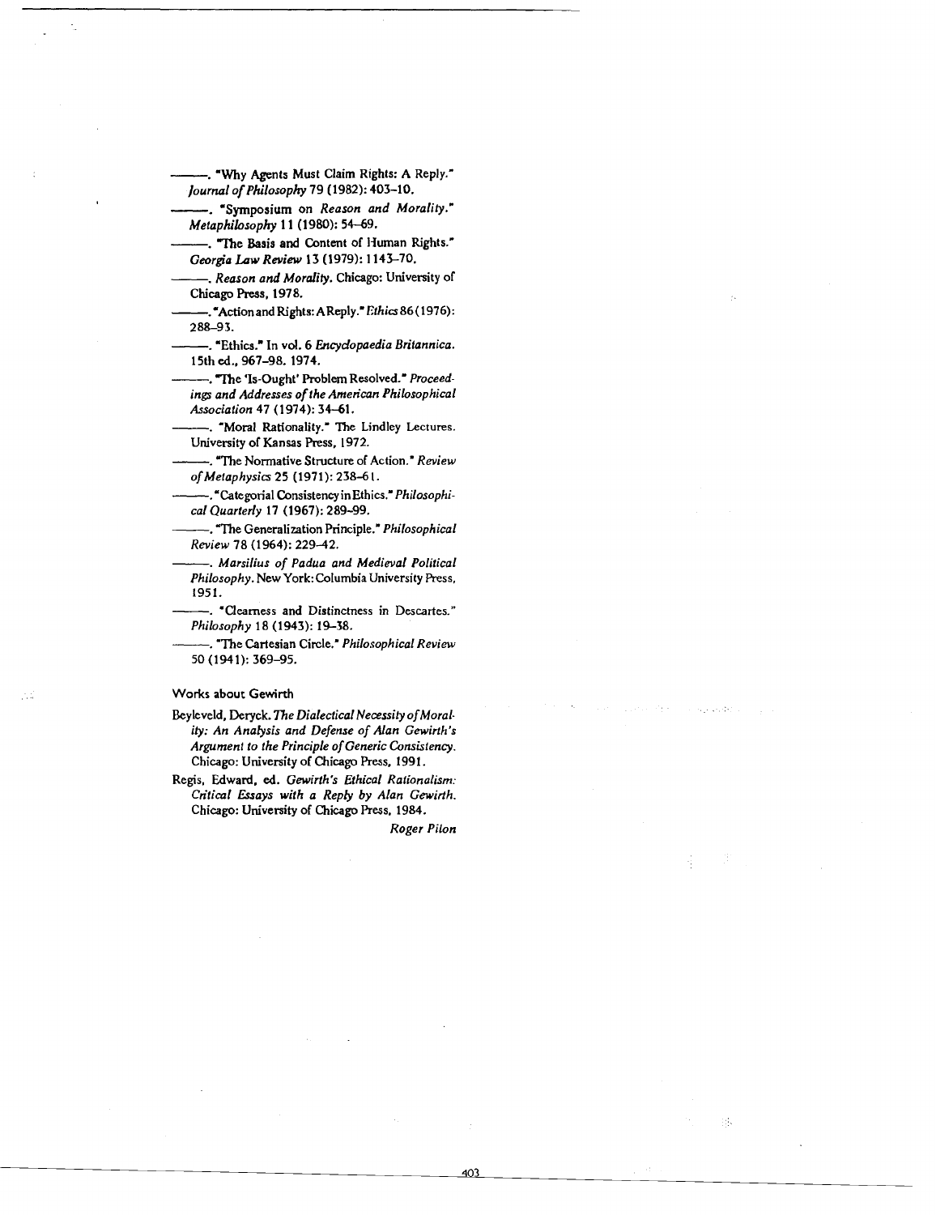———. "Why Agents Must Claim Rights: A Reply." *Journal of Philosophy* 79 (1982): 403–10.

———. "Symposium on *Reason and Morality*." *Metaphilosophy* 11 (1980): 54–69.

———. "The Basis and Content of Human Rights." *Georgia Law Review* 13 (1979): 1143–70.

———. *Reason and Morality*. Chicago: University of Chicago Press, 1978.

———. "Action and Rights: A Reply." *Ethics* 86 (1976): 288–93.

———. "Ethics." In vol. 6 *Encyclopaedia Britannica*. 15th ed., 967–98. 1974.

———. "The 'Is-Ought' Problem Resolved." *Proceedings and Addresses of the American Philosophical Association* 47 (1974): 34–61.

———. "Moral Rationality." The Lindley Lectures. University of Kansas Press, 1972.

———. "The Normative Structure of Action." *Review of Metaphysics* 25 (1971): 238–61.

———. "Categorial Consistency in Ethics." *Philosophical Quarterly* 17 (1967): 289–99.

———. "The Generalization Principle." *Philosophical Review* 78 (1964): 229–42.

———. *Marsilius of Padua and Medieval Political Philosophy*. New York: Columbia University Press, 1951.

———. "Clearness and Distinctness in Descartes." *Philosophy* 18 (1943): 19–38.

———. "The Cartesian Circle." *Philosophical Review* 50 (1941): 369–95.

### Works about Gewirth

Beyleveld, Deryck. *The Dialectical Necessity of Morality: An Analysis and Defense of Alan Gewirth's Argument to the Principle of Generic Consistency*. Chicago: University of Chicago Press, 1991.

Regis, Edward, ed. *Gewirth's Ethical Rationalism: Critical Essays with a Reply by Alan Gewirth*. Chicago: University of Chicago Press, 1984.

*Roger Pilon*